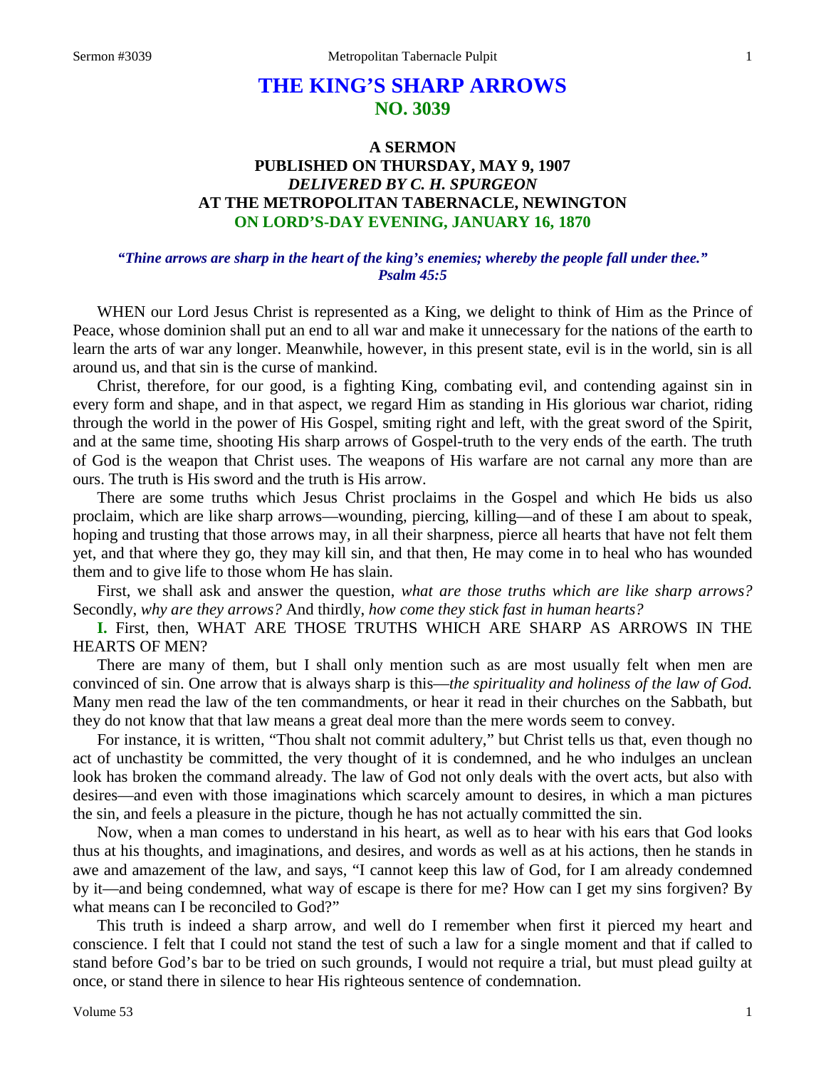# THE KING'S SHARP ARROWS
## NO. 3039

### A SERMON
### PUBLISHED ON THURSDAY, MAY 9, 1907
### *DELIVERED BY C. H. SPURGEON*
### AT THE METROPOLITAN TABERNACLE, NEWINGTON
### ON LORD'S-DAY EVENING, JANUARY 16, 1870

***"Thine arrows are sharp in the heart of the king's enemies; whereby the people fall under thee."***
***Psalm 45:5***

WHEN our Lord Jesus Christ is represented as a King, we delight to think of Him as the Prince of Peace, whose dominion shall put an end to all war and make it unnecessary for the nations of the earth to learn the arts of war any longer. Meanwhile, however, in this present state, evil is in the world, sin is all around us, and that sin is the curse of mankind.

Christ, therefore, for our good, is a fighting King, combating evil, and contending against sin in every form and shape, and in that aspect, we regard Him as standing in His glorious war chariot, riding through the world in the power of His Gospel, smiting right and left, with the great sword of the Spirit, and at the same time, shooting His sharp arrows of Gospel-truth to the very ends of the earth. The truth of God is the weapon that Christ uses. The weapons of His warfare are not carnal any more than are ours. The truth is His sword and the truth is His arrow.

There are some truths which Jesus Christ proclaims in the Gospel and which He bids us also proclaim, which are like sharp arrows—wounding, piercing, killing—and of these I am about to speak, hoping and trusting that those arrows may, in all their sharpness, pierce all hearts that have not felt them yet, and that where they go, they may kill sin, and that then, He may come in to heal who has wounded them and to give life to those whom He has slain.

First, we shall ask and answer the question, *what are those truths which are like sharp arrows?* Secondly, *why are they arrows?* And thirdly, *how come they stick fast in human hearts?*

**I.** First, then, WHAT ARE THOSE TRUTHS WHICH ARE SHARP AS ARROWS IN THE HEARTS OF MEN?

There are many of them, but I shall only mention such as are most usually felt when men are convinced of sin. One arrow that is always sharp is this—*the spirituality and holiness of the law of God.* Many men read the law of the ten commandments, or hear it read in their churches on the Sabbath, but they do not know that that law means a great deal more than the mere words seem to convey.

For instance, it is written, "Thou shalt not commit adultery," but Christ tells us that, even though no act of unchastity be committed, the very thought of it is condemned, and he who indulges an unclean look has broken the command already. The law of God not only deals with the overt acts, but also with desires—and even with those imaginations which scarcely amount to desires, in which a man pictures the sin, and feels a pleasure in the picture, though he has not actually committed the sin.

Now, when a man comes to understand in his heart, as well as to hear with his ears that God looks thus at his thoughts, and imaginations, and desires, and words as well as at his actions, then he stands in awe and amazement of the law, and says, "I cannot keep this law of God, for I am already condemned by it—and being condemned, what way of escape is there for me? How can I get my sins forgiven? By what means can I be reconciled to God?"

This truth is indeed a sharp arrow, and well do I remember when first it pierced my heart and conscience. I felt that I could not stand the test of such a law for a single moment and that if called to stand before God's bar to be tried on such grounds, I would not require a trial, but must plead guilty at once, or stand there in silence to hear His righteous sentence of condemnation.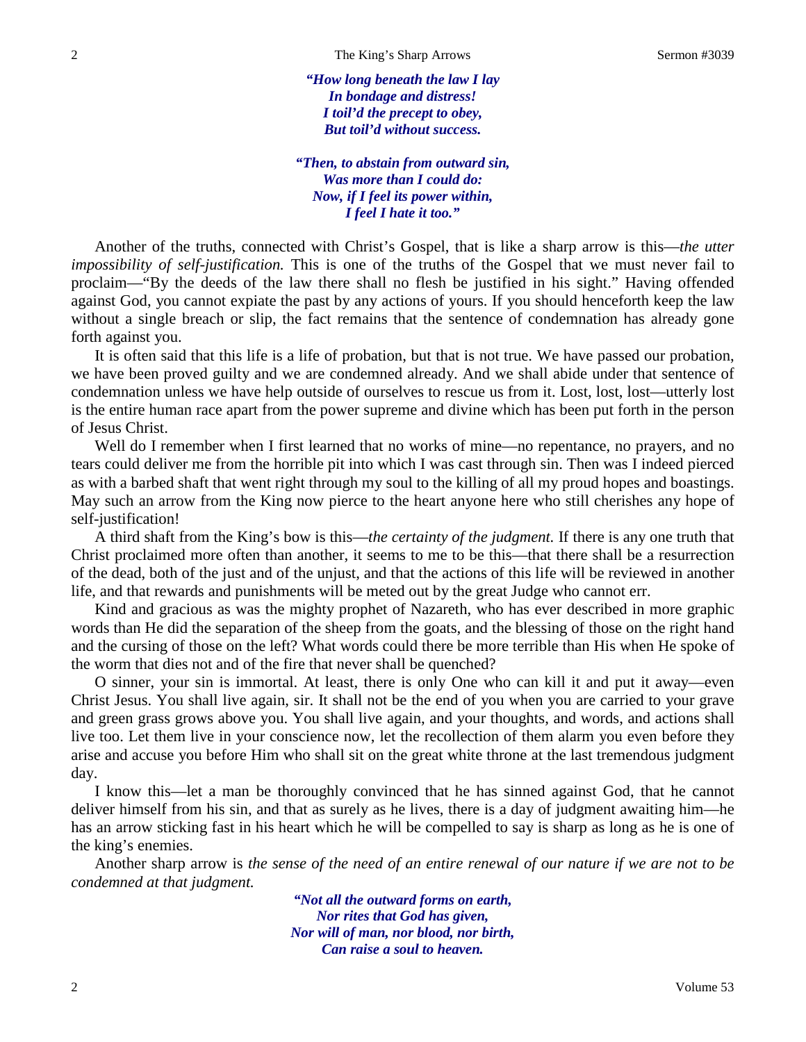*"How long beneath the law I lay*  
*In bondage and distress!*  
*I toil'd the precept to obey,*  
*But toil'd without success.*

*"Then, to abstain from outward sin,*  
*Was more than I could do:*  
*Now, if I feel its power within,*  
*I feel I hate it too."*

Another of the truths, connected with Christ's Gospel, that is like a sharp arrow is this—*the utter impossibility of self-justification.* This is one of the truths of the Gospel that we must never fail to proclaim—"By the deeds of the law there shall no flesh be justified in his sight." Having offended against God, you cannot expiate the past by any actions of yours. If you should henceforth keep the law without a single breach or slip, the fact remains that the sentence of condemnation has already gone forth against you.

It is often said that this life is a life of probation, but that is not true. We have passed our probation, we have been proved guilty and we are condemned already. And we shall abide under that sentence of condemnation unless we have help outside of ourselves to rescue us from it. Lost, lost, lost—utterly lost is the entire human race apart from the power supreme and divine which has been put forth in the person of Jesus Christ.

Well do I remember when I first learned that no works of mine—no repentance, no prayers, and no tears could deliver me from the horrible pit into which I was cast through sin. Then was I indeed pierced as with a barbed shaft that went right through my soul to the killing of all my proud hopes and boastings. May such an arrow from the King now pierce to the heart anyone here who still cherishes any hope of self-justification!

A third shaft from the King's bow is this—*the certainty of the judgment.* If there is any one truth that Christ proclaimed more often than another, it seems to me to be this—that there shall be a resurrection of the dead, both of the just and of the unjust, and that the actions of this life will be reviewed in another life, and that rewards and punishments will be meted out by the great Judge who cannot err.

Kind and gracious as was the mighty prophet of Nazareth, who has ever described in more graphic words than He did the separation of the sheep from the goats, and the blessing of those on the right hand and the cursing of those on the left? What words could there be more terrible than His when He spoke of the worm that dies not and of the fire that never shall be quenched?

O sinner, your sin is immortal. At least, there is only One who can kill it and put it away—even Christ Jesus. You shall live again, sir. It shall not be the end of you when you are carried to your grave and green grass grows above you. You shall live again, and your thoughts, and words, and actions shall live too. Let them live in your conscience now, let the recollection of them alarm you even before they arise and accuse you before Him who shall sit on the great white throne at the last tremendous judgment day.

I know this—let a man be thoroughly convinced that he has sinned against God, that he cannot deliver himself from his sin, and that as surely as he lives, there is a day of judgment awaiting him—he has an arrow sticking fast in his heart which he will be compelled to say is sharp as long as he is one of the king's enemies.

Another sharp arrow is *the sense of the need of an entire renewal of our nature if we are not to be condemned at that judgment.*

*"Not all the outward forms on earth,*  
*Nor rites that God has given,*  
*Nor will of man, nor blood, nor birth,*  
*Can raise a soul to heaven.*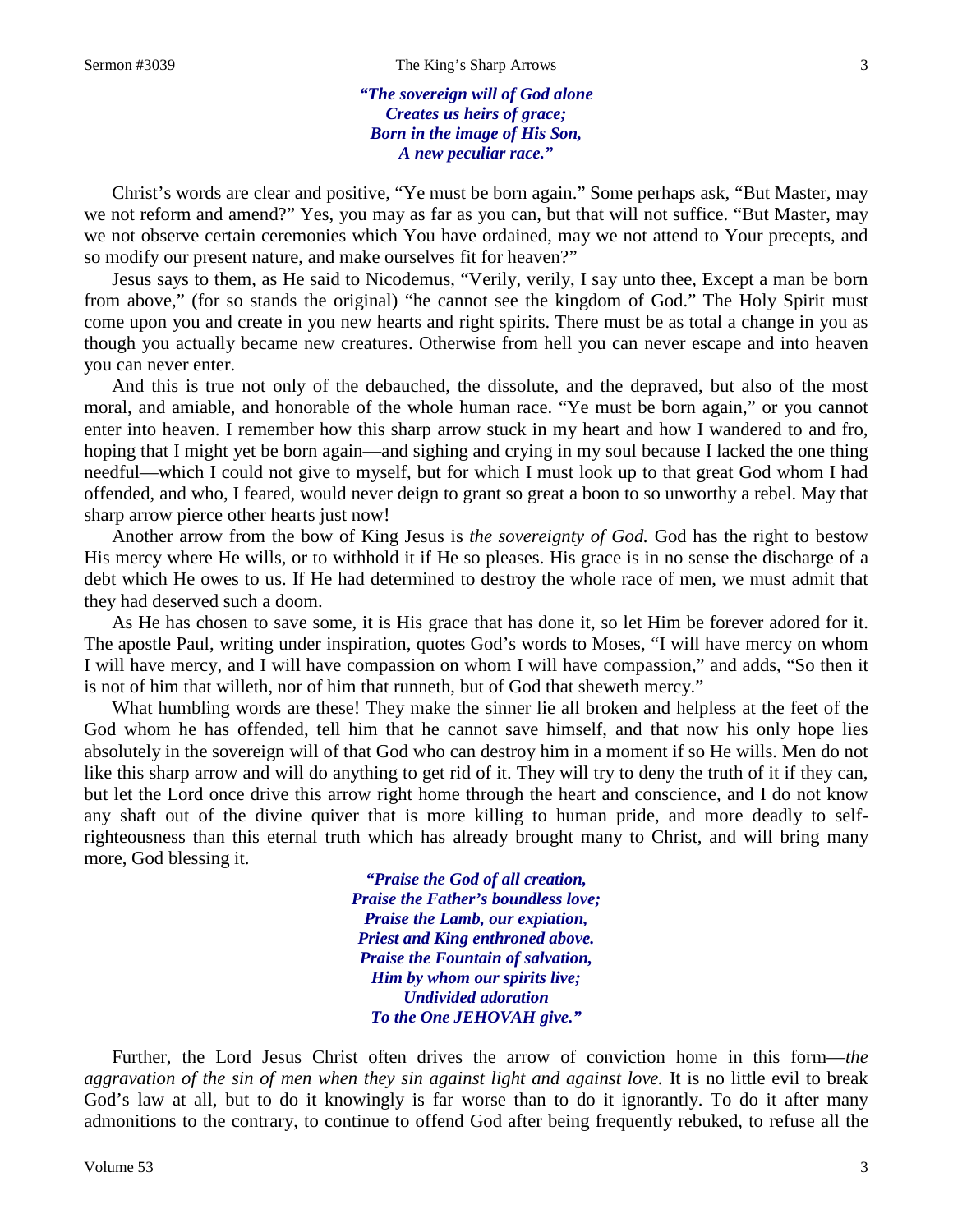*"The sovereign will of God alone*
*Creates us heirs of grace;*
*Born in the image of His Son,*
*A new peculiar race."*

Christ's words are clear and positive, "Ye must be born again." Some perhaps ask, "But Master, may we not reform and amend?" Yes, you may as far as you can, but that will not suffice. "But Master, may we not observe certain ceremonies which You have ordained, may we not attend to Your precepts, and so modify our present nature, and make ourselves fit for heaven?"

Jesus says to them, as He said to Nicodemus, "Verily, verily, I say unto thee, Except a man be born from above," (for so stands the original) "he cannot see the kingdom of God." The Holy Spirit must come upon you and create in you new hearts and right spirits. There must be as total a change in you as though you actually became new creatures. Otherwise from hell you can never escape and into heaven you can never enter.

And this is true not only of the debauched, the dissolute, and the depraved, but also of the most moral, and amiable, and honorable of the whole human race. "Ye must be born again," or you cannot enter into heaven. I remember how this sharp arrow stuck in my heart and how I wandered to and fro, hoping that I might yet be born again—and sighing and crying in my soul because I lacked the one thing needful—which I could not give to myself, but for which I must look up to that great God whom I had offended, and who, I feared, would never deign to grant so great a boon to so unworthy a rebel. May that sharp arrow pierce other hearts just now!

Another arrow from the bow of King Jesus is *the sovereignty of God.* God has the right to bestow His mercy where He wills, or to withhold it if He so pleases. His grace is in no sense the discharge of a debt which He owes to us. If He had determined to destroy the whole race of men, we must admit that they had deserved such a doom.

As He has chosen to save some, it is His grace that has done it, so let Him be forever adored for it. The apostle Paul, writing under inspiration, quotes God's words to Moses, "I will have mercy on whom I will have mercy, and I will have compassion on whom I will have compassion," and adds, "So then it is not of him that willeth, nor of him that runneth, but of God that sheweth mercy."

What humbling words are these! They make the sinner lie all broken and helpless at the feet of the God whom he has offended, tell him that he cannot save himself, and that now his only hope lies absolutely in the sovereign will of that God who can destroy him in a moment if so He wills. Men do not like this sharp arrow and will do anything to get rid of it. They will try to deny the truth of it if they can, but let the Lord once drive this arrow right home through the heart and conscience, and I do not know any shaft out of the divine quiver that is more killing to human pride, and more deadly to self-righteousness than this eternal truth which has already brought many to Christ, and will bring many more, God blessing it.

*"Praise the God of all creation,*
*Praise the Father's boundless love;*
*Praise the Lamb, our expiation,*
*Priest and King enthroned above.*
*Praise the Fountain of salvation,*
*Him by whom our spirits live;*
*Undivided adoration*
*To the One JEHOVAH give."*

Further, the Lord Jesus Christ often drives the arrow of conviction home in this form—*the aggravation of the sin of men when they sin against light and against love.* It is no little evil to break God's law at all, but to do it knowingly is far worse than to do it ignorantly. To do it after many admonitions to the contrary, to continue to offend God after being frequently rebuked, to refuse all the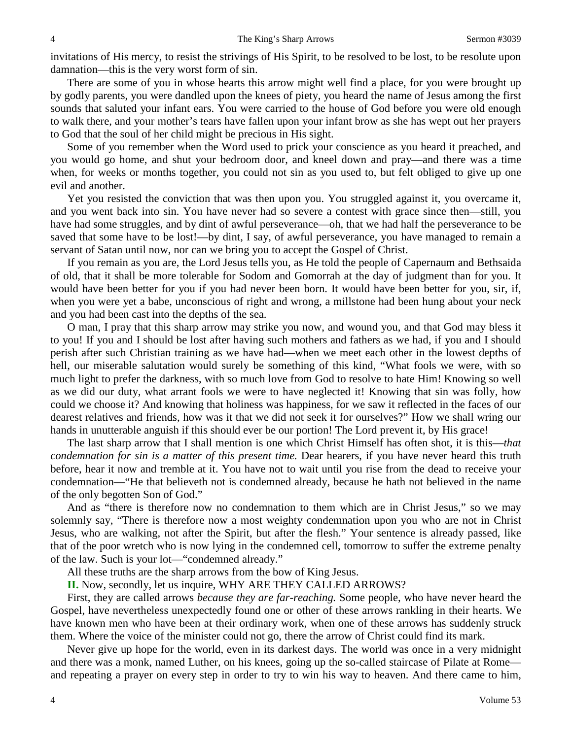invitations of His mercy, to resist the strivings of His Spirit, to be resolved to be lost, to be resolute upon damnation—this is the very worst form of sin.

There are some of you in whose hearts this arrow might well find a place, for you were brought up by godly parents, you were dandled upon the knees of piety, you heard the name of Jesus among the first sounds that saluted your infant ears. You were carried to the house of God before you were old enough to walk there, and your mother's tears have fallen upon your infant brow as she has wept out her prayers to God that the soul of her child might be precious in His sight.

Some of you remember when the Word used to prick your conscience as you heard it preached, and you would go home, and shut your bedroom door, and kneel down and pray—and there was a time when, for weeks or months together, you could not sin as you used to, but felt obliged to give up one evil and another.

Yet you resisted the conviction that was then upon you. You struggled against it, you overcame it, and you went back into sin. You have never had so severe a contest with grace since then—still, you have had some struggles, and by dint of awful perseverance—oh, that we had half the perseverance to be saved that some have to be lost!—by dint, I say, of awful perseverance, you have managed to remain a servant of Satan until now, nor can we bring you to accept the Gospel of Christ.

If you remain as you are, the Lord Jesus tells you, as He told the people of Capernaum and Bethsaida of old, that it shall be more tolerable for Sodom and Gomorrah at the day of judgment than for you. It would have been better for you if you had never been born. It would have been better for you, sir, if, when you were yet a babe, unconscious of right and wrong, a millstone had been hung about your neck and you had been cast into the depths of the sea.

O man, I pray that this sharp arrow may strike you now, and wound you, and that God may bless it to you! If you and I should be lost after having such mothers and fathers as we had, if you and I should perish after such Christian training as we have had—when we meet each other in the lowest depths of hell, our miserable salutation would surely be something of this kind, "What fools we were, with so much light to prefer the darkness, with so much love from God to resolve to hate Him! Knowing so well as we did our duty, what arrant fools we were to have neglected it! Knowing that sin was folly, how could we choose it? And knowing that holiness was happiness, for we saw it reflected in the faces of our dearest relatives and friends, how was it that we did not seek it for ourselves?" How we shall wring our hands in unutterable anguish if this should ever be our portion! The Lord prevent it, by His grace!

The last sharp arrow that I shall mention is one which Christ Himself has often shot, it is this—*that condemnation for sin is a matter of this present time.* Dear hearers, if you have never heard this truth before, hear it now and tremble at it. You have not to wait until you rise from the dead to receive your condemnation—"He that believeth not is condemned already, because he hath not believed in the name of the only begotten Son of God."

And as "there is therefore now no condemnation to them which are in Christ Jesus," so we may solemnly say, "There is therefore now a most weighty condemnation upon you who are not in Christ Jesus, who are walking, not after the Spirit, but after the flesh." Your sentence is already passed, like that of the poor wretch who is now lying in the condemned cell, tomorrow to suffer the extreme penalty of the law. Such is your lot—"condemned already."

All these truths are the sharp arrows from the bow of King Jesus.

**II.** Now, secondly, let us inquire, WHY ARE THEY CALLED ARROWS?

First, they are called arrows *because they are far-reaching.* Some people, who have never heard the Gospel, have nevertheless unexpectedly found one or other of these arrows rankling in their hearts. We have known men who have been at their ordinary work, when one of these arrows has suddenly struck them. Where the voice of the minister could not go, there the arrow of Christ could find its mark.

Never give up hope for the world, even in its darkest days. The world was once in a very midnight and there was a monk, named Luther, on his knees, going up the so-called staircase of Pilate at Rome—and repeating a prayer on every step in order to try to win his way to heaven. And there came to him,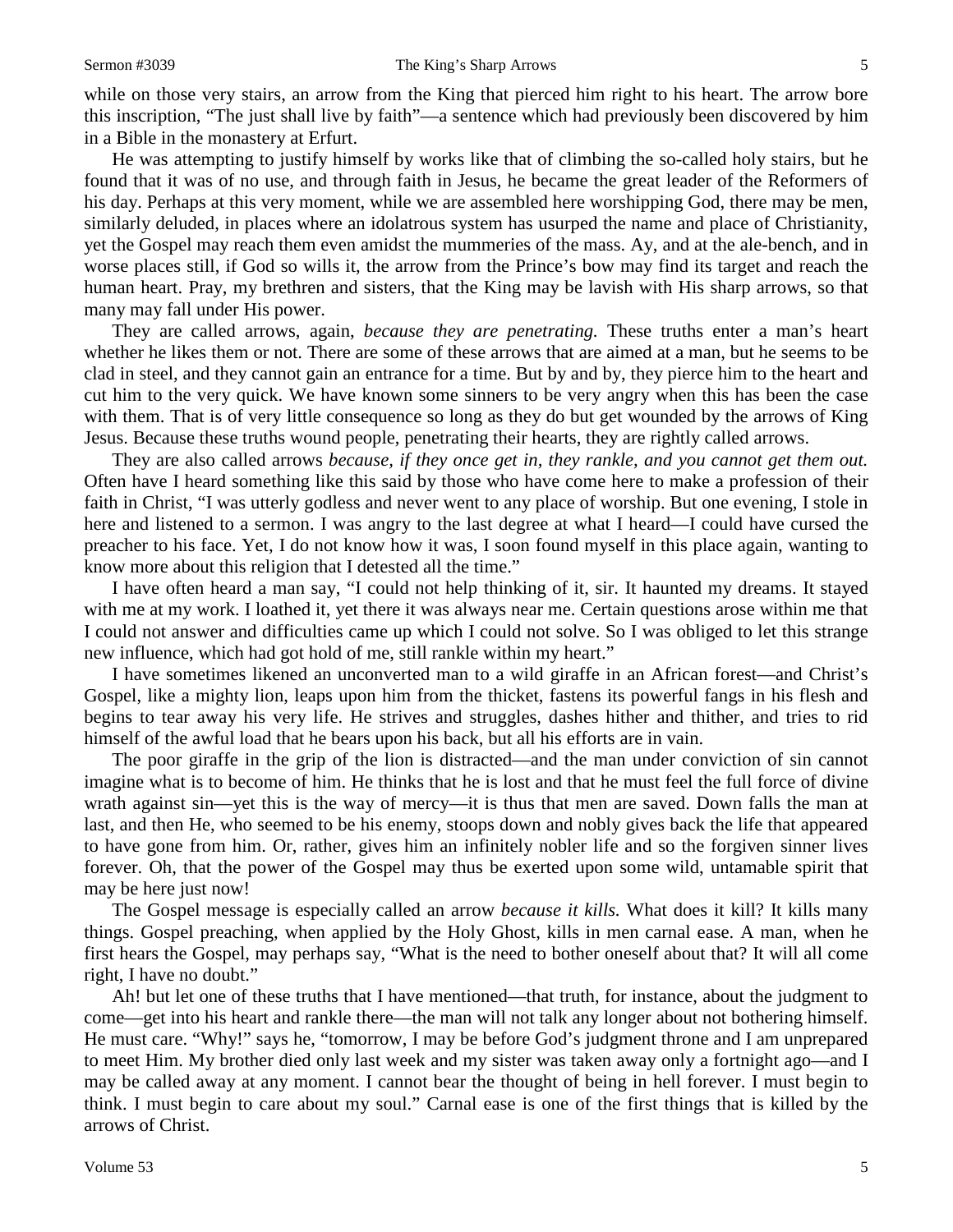while on those very stairs, an arrow from the King that pierced him right to his heart. The arrow bore this inscription, "The just shall live by faith"—a sentence which had previously been discovered by him in a Bible in the monastery at Erfurt.

He was attempting to justify himself by works like that of climbing the so-called holy stairs, but he found that it was of no use, and through faith in Jesus, he became the great leader of the Reformers of his day. Perhaps at this very moment, while we are assembled here worshipping God, there may be men, similarly deluded, in places where an idolatrous system has usurped the name and place of Christianity, yet the Gospel may reach them even amidst the mummeries of the mass. Ay, and at the ale-bench, and in worse places still, if God so wills it, the arrow from the Prince's bow may find its target and reach the human heart. Pray, my brethren and sisters, that the King may be lavish with His sharp arrows, so that many may fall under His power.

They are called arrows, again, *because they are penetrating.* These truths enter a man's heart whether he likes them or not. There are some of these arrows that are aimed at a man, but he seems to be clad in steel, and they cannot gain an entrance for a time. But by and by, they pierce him to the heart and cut him to the very quick. We have known some sinners to be very angry when this has been the case with them. That is of very little consequence so long as they do but get wounded by the arrows of King Jesus. Because these truths wound people, penetrating their hearts, they are rightly called arrows.

They are also called arrows *because, if they once get in, they rankle, and you cannot get them out.* Often have I heard something like this said by those who have come here to make a profession of their faith in Christ, "I was utterly godless and never went to any place of worship. But one evening, I stole in here and listened to a sermon. I was angry to the last degree at what I heard—I could have cursed the preacher to his face. Yet, I do not know how it was, I soon found myself in this place again, wanting to know more about this religion that I detested all the time."

I have often heard a man say, "I could not help thinking of it, sir. It haunted my dreams. It stayed with me at my work. I loathed it, yet there it was always near me. Certain questions arose within me that I could not answer and difficulties came up which I could not solve. So I was obliged to let this strange new influence, which had got hold of me, still rankle within my heart."

I have sometimes likened an unconverted man to a wild giraffe in an African forest—and Christ's Gospel, like a mighty lion, leaps upon him from the thicket, fastens its powerful fangs in his flesh and begins to tear away his very life. He strives and struggles, dashes hither and thither, and tries to rid himself of the awful load that he bears upon his back, but all his efforts are in vain.

The poor giraffe in the grip of the lion is distracted—and the man under conviction of sin cannot imagine what is to become of him. He thinks that he is lost and that he must feel the full force of divine wrath against sin—yet this is the way of mercy—it is thus that men are saved. Down falls the man at last, and then He, who seemed to be his enemy, stoops down and nobly gives back the life that appeared to have gone from him. Or, rather, gives him an infinitely nobler life and so the forgiven sinner lives forever. Oh, that the power of the Gospel may thus be exerted upon some wild, untamable spirit that may be here just now!

The Gospel message is especially called an arrow *because it kills.* What does it kill? It kills many things. Gospel preaching, when applied by the Holy Ghost, kills in men carnal ease. A man, when he first hears the Gospel, may perhaps say, "What is the need to bother oneself about that? It will all come right, I have no doubt."

Ah! but let one of these truths that I have mentioned—that truth, for instance, about the judgment to come—get into his heart and rankle there—the man will not talk any longer about not bothering himself. He must care. "Why!" says he, "tomorrow, I may be before God's judgment throne and I am unprepared to meet Him. My brother died only last week and my sister was taken away only a fortnight ago—and I may be called away at any moment. I cannot bear the thought of being in hell forever. I must begin to think. I must begin to care about my soul." Carnal ease is one of the first things that is killed by the arrows of Christ.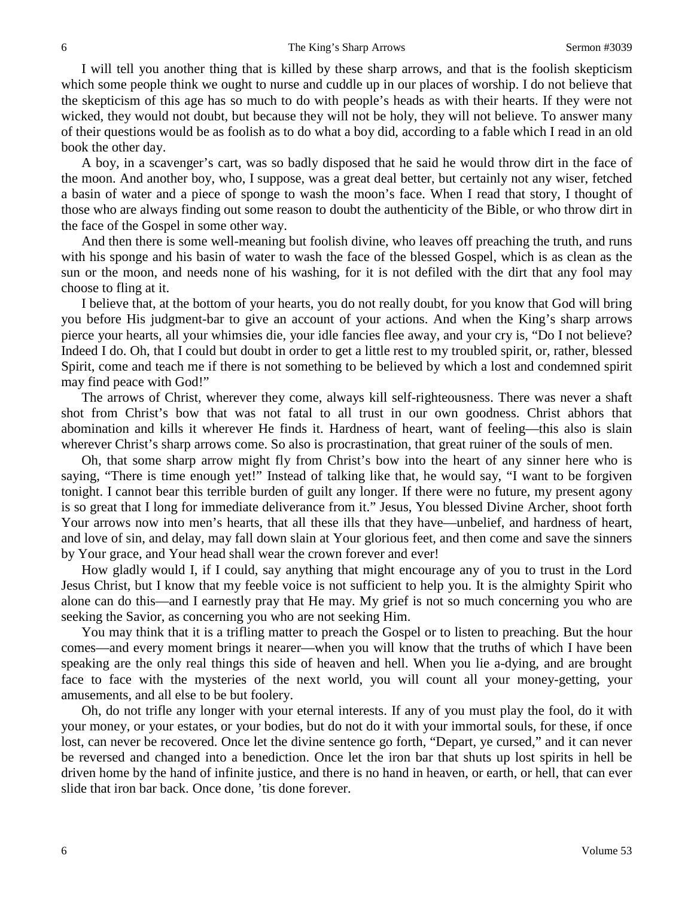I will tell you another thing that is killed by these sharp arrows, and that is the foolish skepticism which some people think we ought to nurse and cuddle up in our places of worship. I do not believe that the skepticism of this age has so much to do with people's heads as with their hearts. If they were not wicked, they would not doubt, but because they will not be holy, they will not believe. To answer many of their questions would be as foolish as to do what a boy did, according to a fable which I read in an old book the other day.

A boy, in a scavenger's cart, was so badly disposed that he said he would throw dirt in the face of the moon. And another boy, who, I suppose, was a great deal better, but certainly not any wiser, fetched a basin of water and a piece of sponge to wash the moon's face. When I read that story, I thought of those who are always finding out some reason to doubt the authenticity of the Bible, or who throw dirt in the face of the Gospel in some other way.

And then there is some well-meaning but foolish divine, who leaves off preaching the truth, and runs with his sponge and his basin of water to wash the face of the blessed Gospel, which is as clean as the sun or the moon, and needs none of his washing, for it is not defiled with the dirt that any fool may choose to fling at it.

I believe that, at the bottom of your hearts, you do not really doubt, for you know that God will bring you before His judgment-bar to give an account of your actions. And when the King's sharp arrows pierce your hearts, all your whimsies die, your idle fancies flee away, and your cry is, "Do I not believe? Indeed I do. Oh, that I could but doubt in order to get a little rest to my troubled spirit, or, rather, blessed Spirit, come and teach me if there is not something to be believed by which a lost and condemned spirit may find peace with God!"

The arrows of Christ, wherever they come, always kill self-righteousness. There was never a shaft shot from Christ's bow that was not fatal to all trust in our own goodness. Christ abhors that abomination and kills it wherever He finds it. Hardness of heart, want of feeling—this also is slain wherever Christ's sharp arrows come. So also is procrastination, that great ruiner of the souls of men.

Oh, that some sharp arrow might fly from Christ's bow into the heart of any sinner here who is saying, "There is time enough yet!" Instead of talking like that, he would say, "I want to be forgiven tonight. I cannot bear this terrible burden of guilt any longer. If there were no future, my present agony is so great that I long for immediate deliverance from it." Jesus, You blessed Divine Archer, shoot forth Your arrows now into men's hearts, that all these ills that they have—unbelief, and hardness of heart, and love of sin, and delay, may fall down slain at Your glorious feet, and then come and save the sinners by Your grace, and Your head shall wear the crown forever and ever!

How gladly would I, if I could, say anything that might encourage any of you to trust in the Lord Jesus Christ, but I know that my feeble voice is not sufficient to help you. It is the almighty Spirit who alone can do this—and I earnestly pray that He may. My grief is not so much concerning you who are seeking the Savior, as concerning you who are not seeking Him.

You may think that it is a trifling matter to preach the Gospel or to listen to preaching. But the hour comes—and every moment brings it nearer—when you will know that the truths of which I have been speaking are the only real things this side of heaven and hell. When you lie a-dying, and are brought face to face with the mysteries of the next world, you will count all your money-getting, your amusements, and all else to be but foolery.

Oh, do not trifle any longer with your eternal interests. If any of you must play the fool, do it with your money, or your estates, or your bodies, but do not do it with your immortal souls, for these, if once lost, can never be recovered. Once let the divine sentence go forth, "Depart, ye cursed," and it can never be reversed and changed into a benediction. Once let the iron bar that shuts up lost spirits in hell be driven home by the hand of infinite justice, and there is no hand in heaven, or earth, or hell, that can ever slide that iron bar back. Once done, 'tis done forever.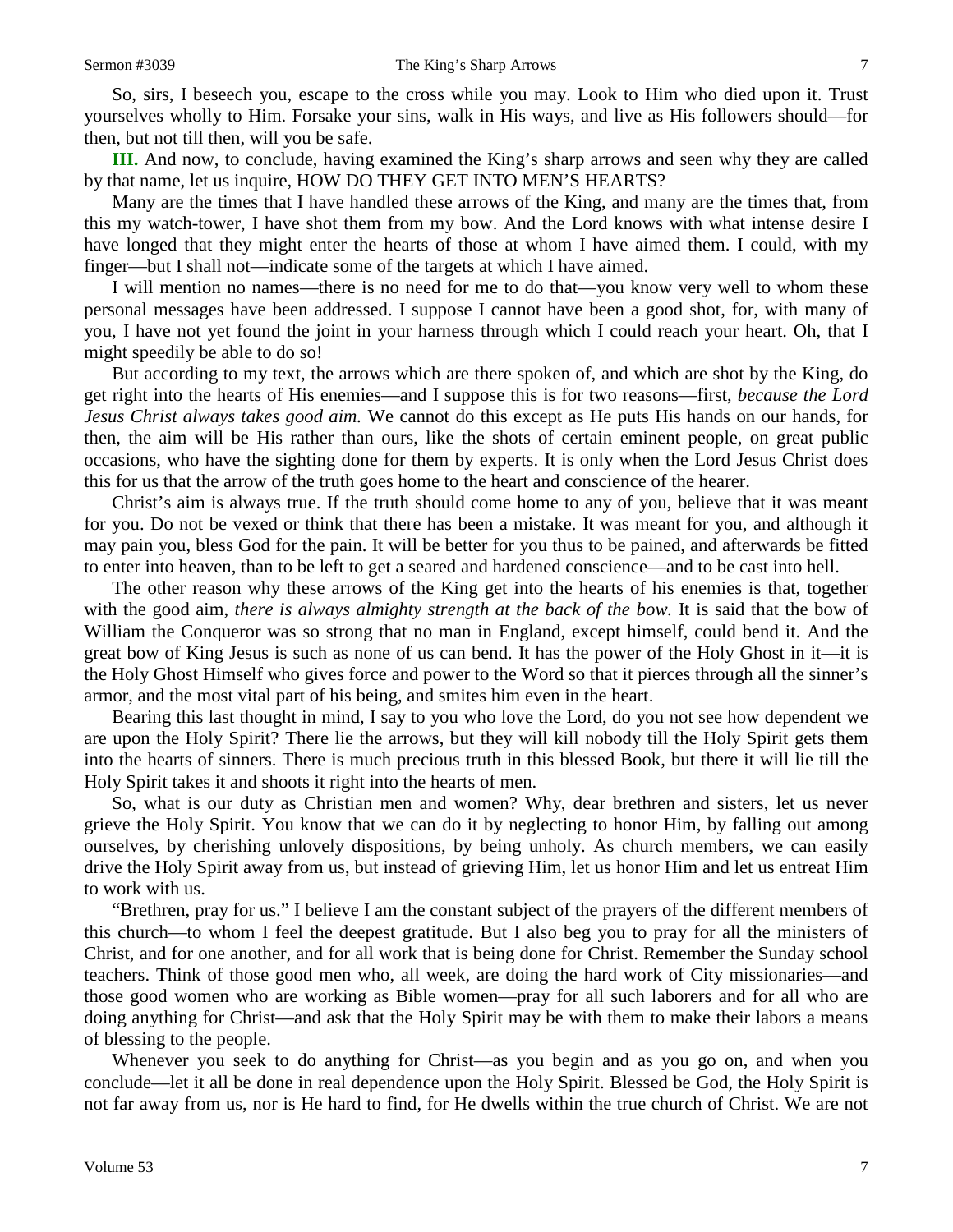So, sirs, I beseech you, escape to the cross while you may. Look to Him who died upon it. Trust yourselves wholly to Him. Forsake your sins, walk in His ways, and live as His followers should—for then, but not till then, will you be safe.

**III.** And now, to conclude, having examined the King's sharp arrows and seen why they are called by that name, let us inquire, HOW DO THEY GET INTO MEN'S HEARTS?

Many are the times that I have handled these arrows of the King, and many are the times that, from this my watch-tower, I have shot them from my bow. And the Lord knows with what intense desire I have longed that they might enter the hearts of those at whom I have aimed them. I could, with my finger—but I shall not—indicate some of the targets at which I have aimed.

I will mention no names—there is no need for me to do that—you know very well to whom these personal messages have been addressed. I suppose I cannot have been a good shot, for, with many of you, I have not yet found the joint in your harness through which I could reach your heart. Oh, that I might speedily be able to do so!

But according to my text, the arrows which are there spoken of, and which are shot by the King, do get right into the hearts of His enemies—and I suppose this is for two reasons—first, *because the Lord Jesus Christ always takes good aim.* We cannot do this except as He puts His hands on our hands, for then, the aim will be His rather than ours, like the shots of certain eminent people, on great public occasions, who have the sighting done for them by experts. It is only when the Lord Jesus Christ does this for us that the arrow of the truth goes home to the heart and conscience of the hearer.

Christ's aim is always true. If the truth should come home to any of you, believe that it was meant for you. Do not be vexed or think that there has been a mistake. It was meant for you, and although it may pain you, bless God for the pain. It will be better for you thus to be pained, and afterwards be fitted to enter into heaven, than to be left to get a seared and hardened conscience—and to be cast into hell.

The other reason why these arrows of the King get into the hearts of his enemies is that, together with the good aim, *there is always almighty strength at the back of the bow.* It is said that the bow of William the Conqueror was so strong that no man in England, except himself, could bend it. And the great bow of King Jesus is such as none of us can bend. It has the power of the Holy Ghost in it—it is the Holy Ghost Himself who gives force and power to the Word so that it pierces through all the sinner's armor, and the most vital part of his being, and smites him even in the heart.

Bearing this last thought in mind, I say to you who love the Lord, do you not see how dependent we are upon the Holy Spirit? There lie the arrows, but they will kill nobody till the Holy Spirit gets them into the hearts of sinners. There is much precious truth in this blessed Book, but there it will lie till the Holy Spirit takes it and shoots it right into the hearts of men.

So, what is our duty as Christian men and women? Why, dear brethren and sisters, let us never grieve the Holy Spirit. You know that we can do it by neglecting to honor Him, by falling out among ourselves, by cherishing unlovely dispositions, by being unholy. As church members, we can easily drive the Holy Spirit away from us, but instead of grieving Him, let us honor Him and let us entreat Him to work with us.

"Brethren, pray for us." I believe I am the constant subject of the prayers of the different members of this church—to whom I feel the deepest gratitude. But I also beg you to pray for all the ministers of Christ, and for one another, and for all work that is being done for Christ. Remember the Sunday school teachers. Think of those good men who, all week, are doing the hard work of City missionaries—and those good women who are working as Bible women—pray for all such laborers and for all who are doing anything for Christ—and ask that the Holy Spirit may be with them to make their labors a means of blessing to the people.

Whenever you seek to do anything for Christ—as you begin and as you go on, and when you conclude—let it all be done in real dependence upon the Holy Spirit. Blessed be God, the Holy Spirit is not far away from us, nor is He hard to find, for He dwells within the true church of Christ. We are not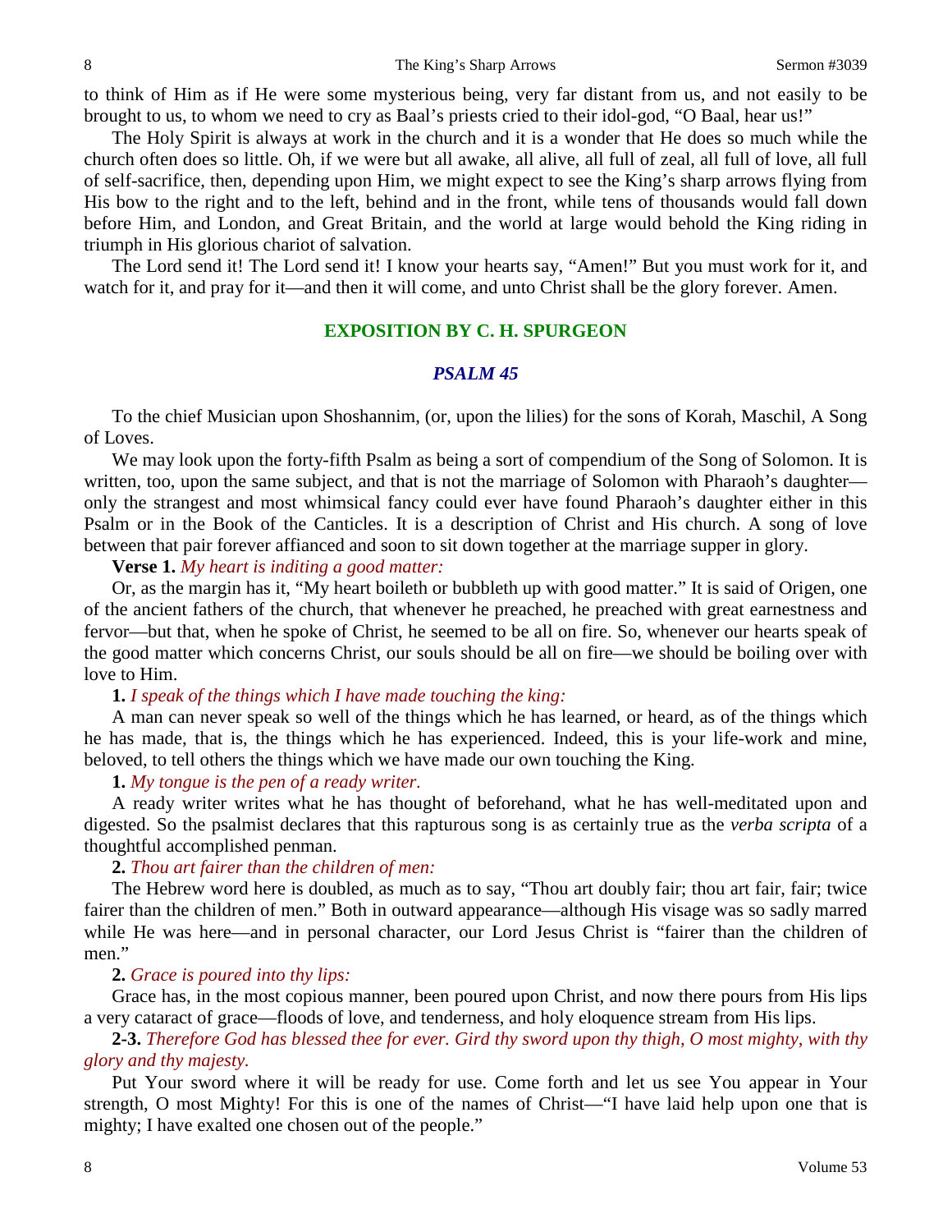to think of Him as if He were some mysterious being, very far distant from us, and not easily to be brought to us, to whom we need to cry as Baal's priests cried to their idol-god, "O Baal, hear us!"

The Holy Spirit is always at work in the church and it is a wonder that He does so much while the church often does so little. Oh, if we were but all awake, all alive, all full of zeal, all full of love, all full of self-sacrifice, then, depending upon Him, we might expect to see the King's sharp arrows flying from His bow to the right and to the left, behind and in the front, while tens of thousands would fall down before Him, and London, and Great Britain, and the world at large would behold the King riding in triumph in His glorious chariot of salvation.

The Lord send it! The Lord send it! I know your hearts say, "Amen!" But you must work for it, and watch for it, and pray for it—and then it will come, and unto Christ shall be the glory forever. Amen.

## EXPOSITION BY C. H. SPURGEON

### *PSALM 45*

To the chief Musician upon Shoshannim, (or, upon the lilies) for the sons of Korah, Maschil, A Song of Loves.

We may look upon the forty-fifth Psalm as being a sort of compendium of the Song of Solomon. It is written, too, upon the same subject, and that is not the marriage of Solomon with Pharaoh's daughter—only the strangest and most whimsical fancy could ever have found Pharaoh's daughter either in this Psalm or in the Book of the Canticles. It is a description of Christ and His church. A song of love between that pair forever affianced and soon to sit down together at the marriage supper in glory.

**Verse 1.** *My heart is inditing a good matter:*

Or, as the margin has it, "My heart boileth or bubbleth up with good matter." It is said of Origen, one of the ancient fathers of the church, that whenever he preached, he preached with great earnestness and fervor—but that, when he spoke of Christ, he seemed to be all on fire. So, whenever our hearts speak of the good matter which concerns Christ, our souls should be all on fire—we should be boiling over with love to Him.

**1.** *I speak of the things which I have made touching the king:*

A man can never speak so well of the things which he has learned, or heard, as of the things which he has made, that is, the things which he has experienced. Indeed, this is your life-work and mine, beloved, to tell others the things which we have made our own touching the King.

**1.** *My tongue is the pen of a ready writer.*

A ready writer writes what he has thought of beforehand, what he has well-meditated upon and digested. So the psalmist declares that this rapturous song is as certainly true as the *verba scripta* of a thoughtful accomplished penman.

**2.** *Thou art fairer than the children of men:*

The Hebrew word here is doubled, as much as to say, "Thou art doubly fair; thou art fair, fair; twice fairer than the children of men." Both in outward appearance—although His visage was so sadly marred while He was here—and in personal character, our Lord Jesus Christ is "fairer than the children of men."

**2.** *Grace is poured into thy lips:*

Grace has, in the most copious manner, been poured upon Christ, and now there pours from His lips a very cataract of grace—floods of love, and tenderness, and holy eloquence stream from His lips.

**2-3.** *Therefore God has blessed thee for ever. Gird thy sword upon thy thigh, O most mighty, with thy glory and thy majesty.*

Put Your sword where it will be ready for use. Come forth and let us see You appear in Your strength, O most Mighty! For this is one of the names of Christ—"I have laid help upon one that is mighty; I have exalted one chosen out of the people."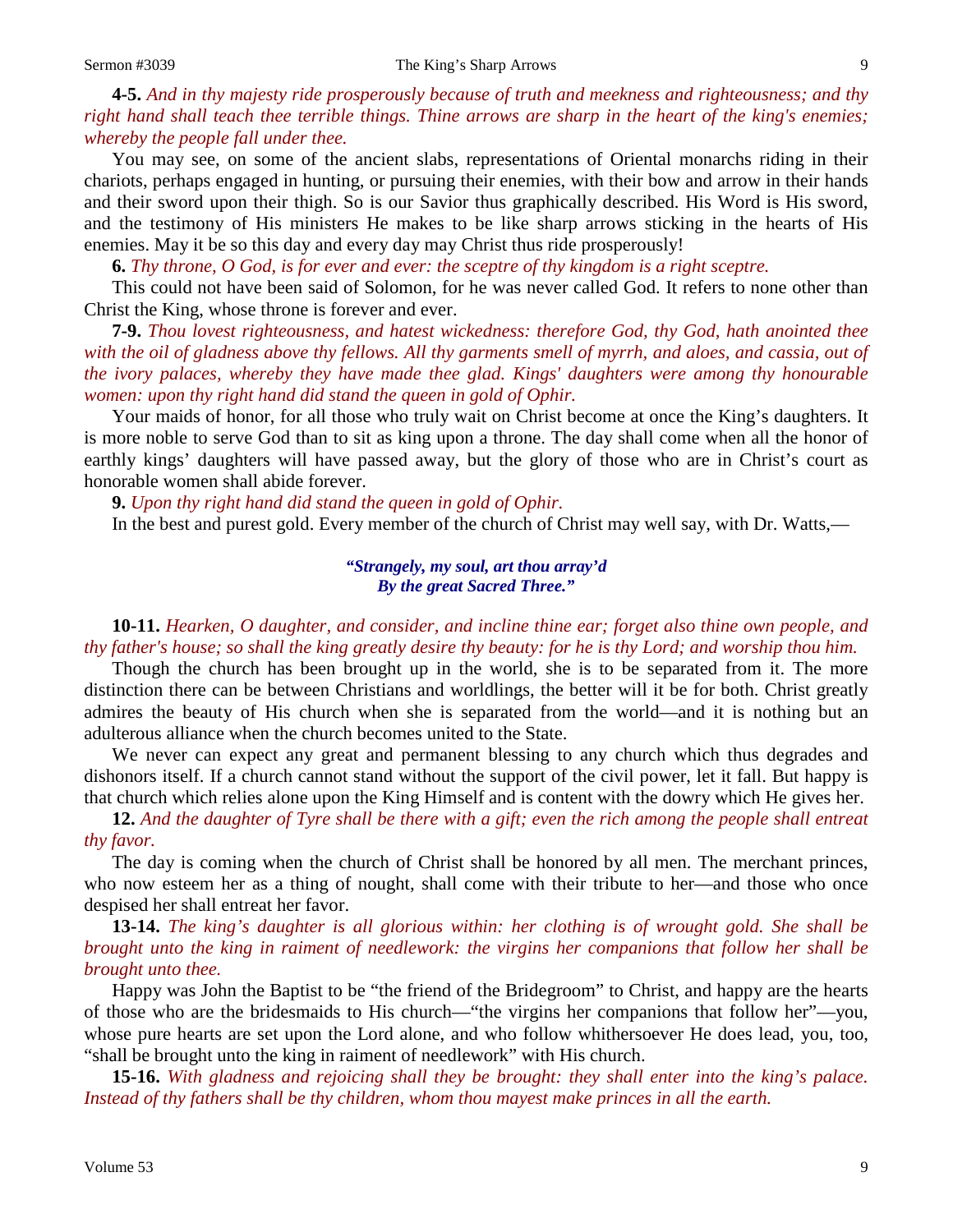**4-5.** *And in thy majesty ride prosperously because of truth and meekness and righteousness; and thy right hand shall teach thee terrible things. Thine arrows are sharp in the heart of the king's enemies; whereby the people fall under thee.*

You may see, on some of the ancient slabs, representations of Oriental monarchs riding in their chariots, perhaps engaged in hunting, or pursuing their enemies, with their bow and arrow in their hands and their sword upon their thigh. So is our Savior thus graphically described. His Word is His sword, and the testimony of His ministers He makes to be like sharp arrows sticking in the hearts of His enemies. May it be so this day and every day may Christ thus ride prosperously!

**6.** *Thy throne, O God, is for ever and ever: the sceptre of thy kingdom is a right sceptre.*

This could not have been said of Solomon, for he was never called God. It refers to none other than Christ the King, whose throne is forever and ever.

**7-9.** *Thou lovest righteousness, and hatest wickedness: therefore God, thy God, hath anointed thee with the oil of gladness above thy fellows. All thy garments smell of myrrh, and aloes, and cassia, out of the ivory palaces, whereby they have made thee glad. Kings' daughters were among thy honourable women: upon thy right hand did stand the queen in gold of Ophir.*

Your maids of honor, for all those who truly wait on Christ become at once the King's daughters. It is more noble to serve God than to sit as king upon a throne. The day shall come when all the honor of earthly kings' daughters will have passed away, but the glory of those who are in Christ's court as honorable women shall abide forever.

**9.** *Upon thy right hand did stand the queen in gold of Ophir.*

In the best and purest gold. Every member of the church of Christ may well say, with Dr. Watts,—

> ***"Strangely, my soul, art thou array'd***
> ***By the great Sacred Three."***

**10-11.** *Hearken, O daughter, and consider, and incline thine ear; forget also thine own people, and thy father's house; so shall the king greatly desire thy beauty: for he is thy Lord; and worship thou him.*

Though the church has been brought up in the world, she is to be separated from it. The more distinction there can be between Christians and worldlings, the better will it be for both. Christ greatly admires the beauty of His church when she is separated from the world—and it is nothing but an adulterous alliance when the church becomes united to the State.

We never can expect any great and permanent blessing to any church which thus degrades and dishonors itself. If a church cannot stand without the support of the civil power, let it fall. But happy is that church which relies alone upon the King Himself and is content with the dowry which He gives her.

**12.** *And the daughter of Tyre shall be there with a gift; even the rich among the people shall entreat thy favor.*

The day is coming when the church of Christ shall be honored by all men. The merchant princes, who now esteem her as a thing of nought, shall come with their tribute to her—and those who once despised her shall entreat her favor.

**13-14.** *The king's daughter is all glorious within: her clothing is of wrought gold. She shall be brought unto the king in raiment of needlework: the virgins her companions that follow her shall be brought unto thee.*

Happy was John the Baptist to be "the friend of the Bridegroom" to Christ, and happy are the hearts of those who are the bridesmaids to His church—"the virgins her companions that follow her"—you, whose pure hearts are set upon the Lord alone, and who follow whithersoever He does lead, you, too, "shall be brought unto the king in raiment of needlework" with His church.

**15-16.** *With gladness and rejoicing shall they be brought: they shall enter into the king's palace. Instead of thy fathers shall be thy children, whom thou mayest make princes in all the earth.*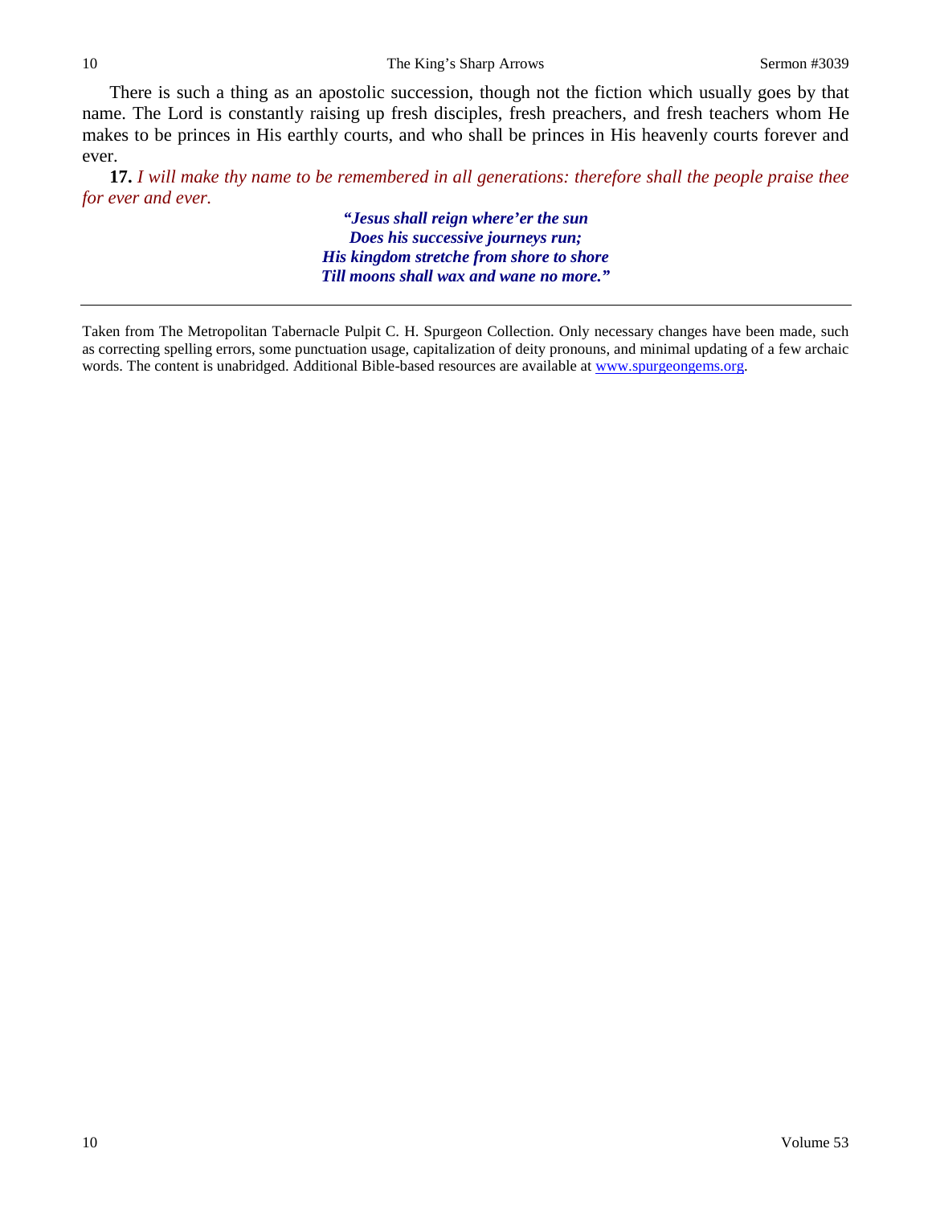There is such a thing as an apostolic succession, though not the fiction which usually goes by that name. The Lord is constantly raising up fresh disciples, fresh preachers, and fresh teachers whom He makes to be princes in His earthly courts, and who shall be princes in His heavenly courts forever and ever.

**17.** *I will make thy name to be remembered in all generations: therefore shall the people praise thee for ever and ever.*

***"Jesus shall reign where'er the sun***
***Does his successive journeys run;***
***His kingdom stretche from shore to shore***
***Till moons shall wax and wane no more."***

---

Taken from The Metropolitan Tabernacle Pulpit C. H. Spurgeon Collection. Only necessary changes have been made, such as correcting spelling errors, some punctuation usage, capitalization of deity pronouns, and minimal updating of a few archaic words. The content is unabridged. Additional Bible-based resources are available at www.spurgeongems.org.